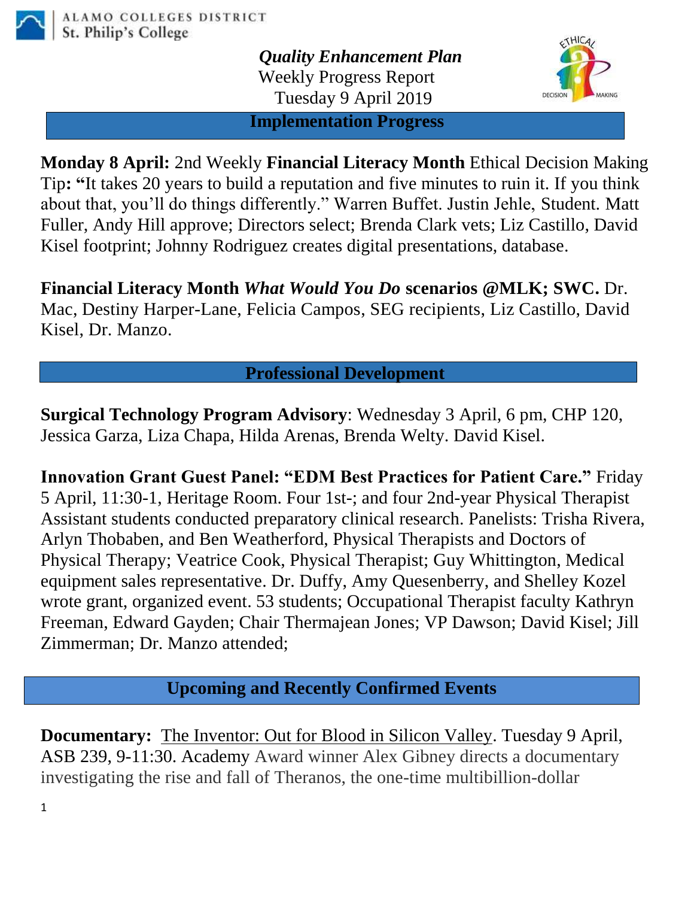ALAMO COLLEGES DISTRICT
St. Philip's College

***Quality Enhancement Plan***

Weekly Progress Report

Tuesday 9 April 2019

## Implementation Progress

**Monday 8 April:** 2nd Weekly **Financial Literacy Month** Ethical Decision Making Tip**: "**It takes 20 years to build a reputation and five minutes to ruin it. If you think about that, you'll do things differently." Warren Buffet. Justin Jehle, Student. Matt Fuller, Andy Hill approve; Directors select; Brenda Clark vets; Liz Castillo, David Kisel footprint; Johnny Rodriguez creates digital presentations, database.

**Financial Literacy Month *What Would You Do* scenarios @MLK; SWC.** Dr. Mac, Destiny Harper-Lane, Felicia Campos, SEG recipients, Liz Castillo, David Kisel, Dr. Manzo.

## Professional Development

**Surgical Technology Program Advisory**: Wednesday 3 April, 6 pm, CHP 120, Jessica Garza, Liza Chapa, Hilda Arenas, Brenda Welty. David Kisel.

**Innovation Grant Guest Panel: "EDM Best Practices for Patient Care."** Friday 5 April, 11:30-1, Heritage Room. Four 1st-; and four 2nd-year Physical Therapist Assistant students conducted preparatory clinical research. Panelists: Trisha Rivera, Arlyn Thobaben, and Ben Weatherford, Physical Therapists and Doctors of Physical Therapy; Veatrice Cook, Physical Therapist; Guy Whittington, Medical equipment sales representative. Dr. Duffy, Amy Quesenberry, and Shelley Kozel wrote grant, organized event. 53 students; Occupational Therapist faculty Kathryn Freeman, Edward Gayden; Chair Thermajean Jones; VP Dawson; David Kisel; Jill Zimmerman; Dr. Manzo attended;

## Upcoming and Recently Confirmed Events

**Documentary:** The Inventor: Out for Blood in Silicon Valley. Tuesday 9 April, ASB 239, 9-11:30. Academy Award winner Alex Gibney directs a documentary investigating the rise and fall of Theranos, the one-time multibillion-dollar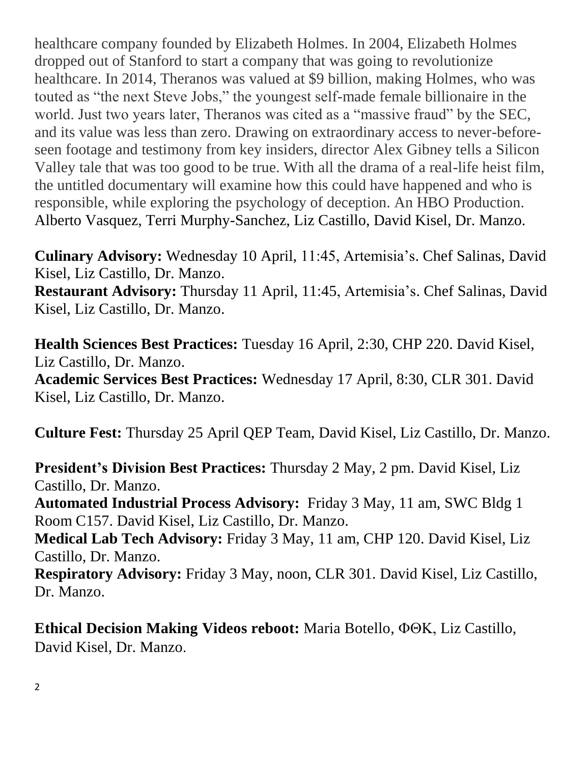healthcare company founded by Elizabeth Holmes. In 2004, Elizabeth Holmes dropped out of Stanford to start a company that was going to revolutionize healthcare. In 2014, Theranos was valued at $9 billion, making Holmes, who was touted as "the next Steve Jobs," the youngest self-made female billionaire in the world. Just two years later, Theranos was cited as a "massive fraud" by the SEC, and its value was less than zero. Drawing on extraordinary access to never-before-seen footage and testimony from key insiders, director Alex Gibney tells a Silicon Valley tale that was too good to be true. With all the drama of a real-life heist film, the untitled documentary will examine how this could have happened and who is responsible, while exploring the psychology of deception. An HBO Production. Alberto Vasquez, Terri Murphy-Sanchez, Liz Castillo, David Kisel, Dr. Manzo.

**Culinary Advisory:** Wednesday 10 April, 11:45, Artemisia's. Chef Salinas, David Kisel, Liz Castillo, Dr. Manzo.
**Restaurant Advisory:** Thursday 11 April, 11:45, Artemisia's. Chef Salinas, David Kisel, Liz Castillo, Dr. Manzo.

**Health Sciences Best Practices:** Tuesday 16 April, 2:30, CHP 220. David Kisel, Liz Castillo, Dr. Manzo.
**Academic Services Best Practices:** Wednesday 17 April, 8:30, CLR 301. David Kisel, Liz Castillo, Dr. Manzo.

**Culture Fest:** Thursday 25 April QEP Team, David Kisel, Liz Castillo, Dr. Manzo.

**President's Division Best Practices:** Thursday 2 May, 2 pm. David Kisel, Liz Castillo, Dr. Manzo.
**Automated Industrial Process Advisory:** Friday 3 May, 11 am, SWC Bldg 1 Room C157. David Kisel, Liz Castillo, Dr. Manzo.
**Medical Lab Tech Advisory:** Friday 3 May, 11 am, CHP 120. David Kisel, Liz Castillo, Dr. Manzo.
**Respiratory Advisory:** Friday 3 May, noon, CLR 301. David Kisel, Liz Castillo, Dr. Manzo.

**Ethical Decision Making Videos reboot:** Maria Botello, ΦΘΚ, Liz Castillo, David Kisel, Dr. Manzo.